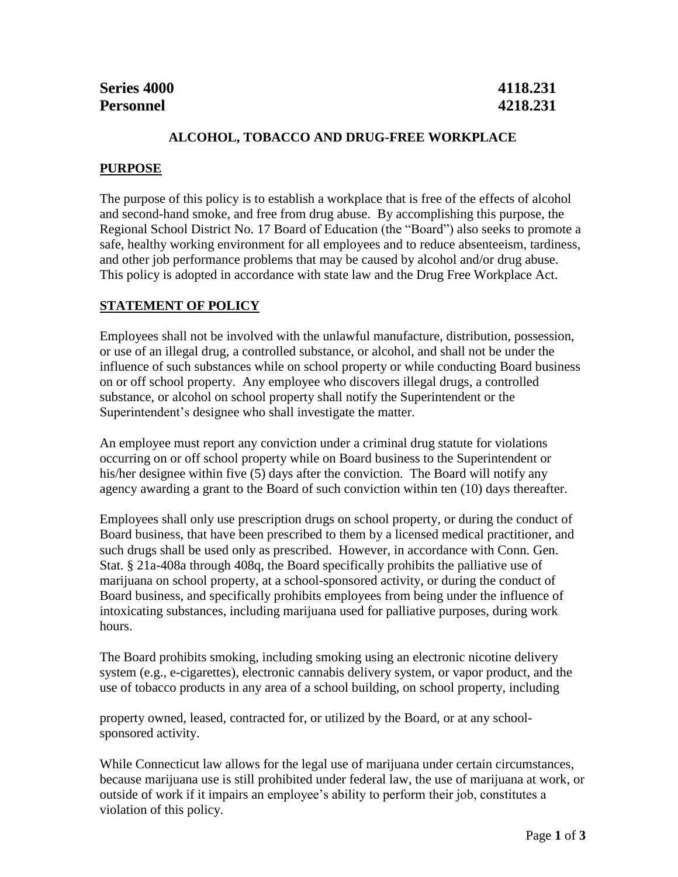**Series 4000** **4118.231**
**Personnel** **4218.231**

## ALCOHOL, TOBACCO AND DRUG-FREE WORKPLACE

### PURPOSE

The purpose of this policy is to establish a workplace that is free of the effects of alcohol and second-hand smoke, and free from drug abuse. By accomplishing this purpose, the Regional School District No. 17 Board of Education (the "Board") also seeks to promote a safe, healthy working environment for all employees and to reduce absenteeism, tardiness, and other job performance problems that may be caused by alcohol and/or drug abuse. This policy is adopted in accordance with state law and the Drug Free Workplace Act.

### STATEMENT OF POLICY

Employees shall not be involved with the unlawful manufacture, distribution, possession, or use of an illegal drug, a controlled substance, or alcohol, and shall not be under the influence of such substances while on school property or while conducting Board business on or off school property. Any employee who discovers illegal drugs, a controlled substance, or alcohol on school property shall notify the Superintendent or the Superintendent's designee who shall investigate the matter.

An employee must report any conviction under a criminal drug statute for violations occurring on or off school property while on Board business to the Superintendent or his/her designee within five (5) days after the conviction. The Board will notify any agency awarding a grant to the Board of such conviction within ten (10) days thereafter.

Employees shall only use prescription drugs on school property, or during the conduct of Board business, that have been prescribed to them by a licensed medical practitioner, and such drugs shall be used only as prescribed. However, in accordance with Conn. Gen. Stat. § 21a-408a through 408q, the Board specifically prohibits the palliative use of marijuana on school property, at a school-sponsored activity, or during the conduct of Board business, and specifically prohibits employees from being under the influence of intoxicating substances, including marijuana used for palliative purposes, during work hours.

The Board prohibits smoking, including smoking using an electronic nicotine delivery system (e.g., e-cigarettes), electronic cannabis delivery system, or vapor product, and the use of tobacco products in any area of a school building, on school property, including property owned, leased, contracted for, or utilized by the Board, or at any school-sponsored activity.

While Connecticut law allows for the legal use of marijuana under certain circumstances, because marijuana use is still prohibited under federal law, the use of marijuana at work, or outside of work if it impairs an employee's ability to perform their job, constitutes a violation of this policy.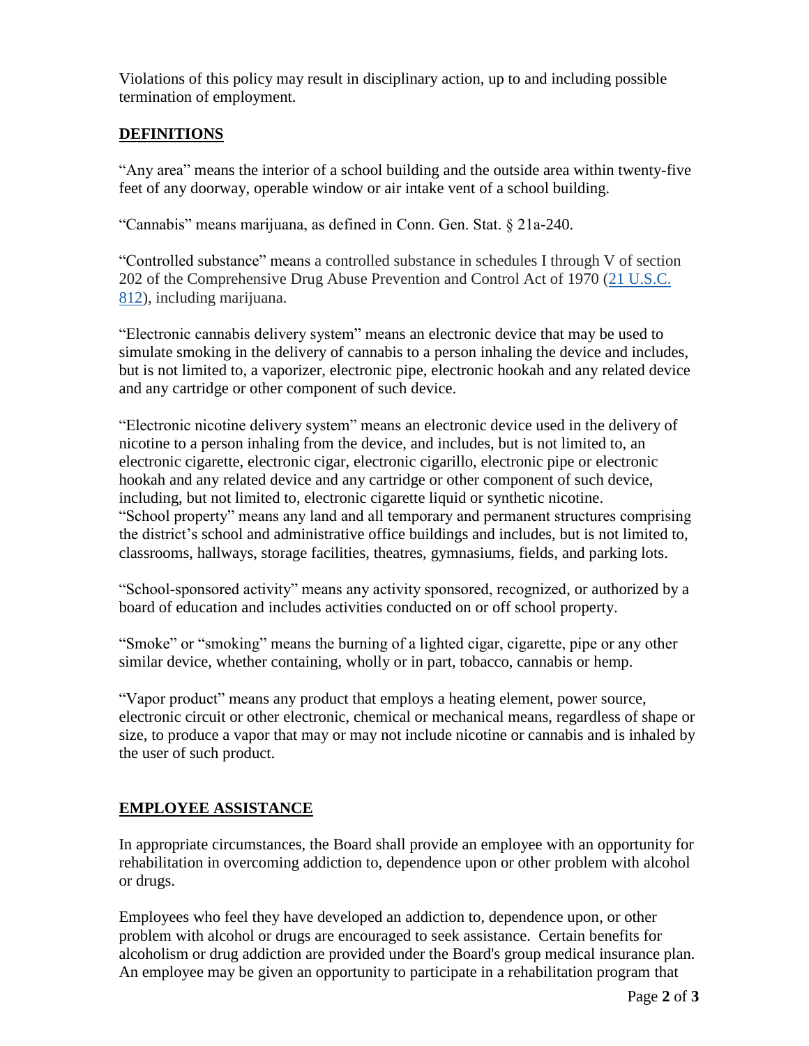Violations of this policy may result in disciplinary action, up to and including possible termination of employment.

## DEFINITIONS

"Any area" means the interior of a school building and the outside area within twenty-five feet of any doorway, operable window or air intake vent of a school building.

"Cannabis" means marijuana, as defined in Conn. Gen. Stat. § 21a-240.

"Controlled substance" means a controlled substance in schedules I through V of section 202 of the Comprehensive Drug Abuse Prevention and Control Act of 1970 ([21 U.S.C. 812](21 U.S.C. 812)), including marijuana.

"Electronic cannabis delivery system" means an electronic device that may be used to simulate smoking in the delivery of cannabis to a person inhaling the device and includes, but is not limited to, a vaporizer, electronic pipe, electronic hookah and any related device and any cartridge or other component of such device.

"Electronic nicotine delivery system" means an electronic device used in the delivery of nicotine to a person inhaling from the device, and includes, but is not limited to, an electronic cigarette, electronic cigar, electronic cigarillo, electronic pipe or electronic hookah and any related device and any cartridge or other component of such device, including, but not limited to, electronic cigarette liquid or synthetic nicotine.

"School property" means any land and all temporary and permanent structures comprising the district's school and administrative office buildings and includes, but is not limited to, classrooms, hallways, storage facilities, theatres, gymnasiums, fields, and parking lots.

"School-sponsored activity" means any activity sponsored, recognized, or authorized by a board of education and includes activities conducted on or off school property.

"Smoke" or "smoking" means the burning of a lighted cigar, cigarette, pipe or any other similar device, whether containing, wholly or in part, tobacco, cannabis or hemp.

"Vapor product" means any product that employs a heating element, power source, electronic circuit or other electronic, chemical or mechanical means, regardless of shape or size, to produce a vapor that may or may not include nicotine or cannabis and is inhaled by the user of such product.

## EMPLOYEE ASSISTANCE

In appropriate circumstances, the Board shall provide an employee with an opportunity for rehabilitation in overcoming addiction to, dependence upon or other problem with alcohol or drugs.

Employees who feel they have developed an addiction to, dependence upon, or other problem with alcohol or drugs are encouraged to seek assistance. Certain benefits for alcoholism or drug addiction are provided under the Board's group medical insurance plan. An employee may be given an opportunity to participate in a rehabilitation program that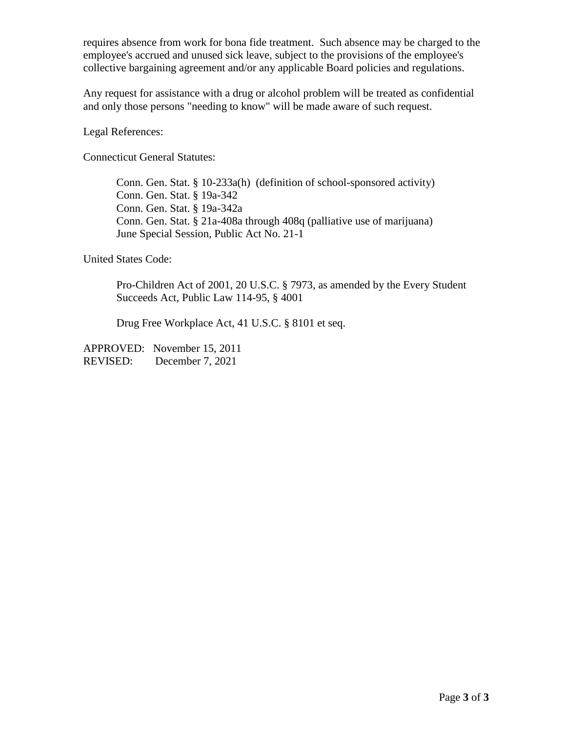requires absence from work for bona fide treatment. Such absence may be charged to the employee's accrued and unused sick leave, subject to the provisions of the employee's collective bargaining agreement and/or any applicable Board policies and regulations.

Any request for assistance with a drug or alcohol problem will be treated as confidential and only those persons "needing to know" will be made aware of such request.

Legal References:

Connecticut General Statutes:

> Conn. Gen. Stat. § 10-233a(h) (definition of school-sponsored activity)
> Conn. Gen. Stat. § 19a-342
> Conn. Gen. Stat. § 19a-342a
> Conn. Gen. Stat. § 21a-408a through 408q (palliative use of marijuana)
> June Special Session, Public Act No. 21-1

United States Code:

> Pro-Children Act of 2001, 20 U.S.C. § 7973, as amended by the Every Student Succeeds Act, Public Law 114-95, § 4001
>
> Drug Free Workplace Act, 41 U.S.C. § 8101 et seq.

APPROVED: November 15, 2011
REVISED: December 7, 2021